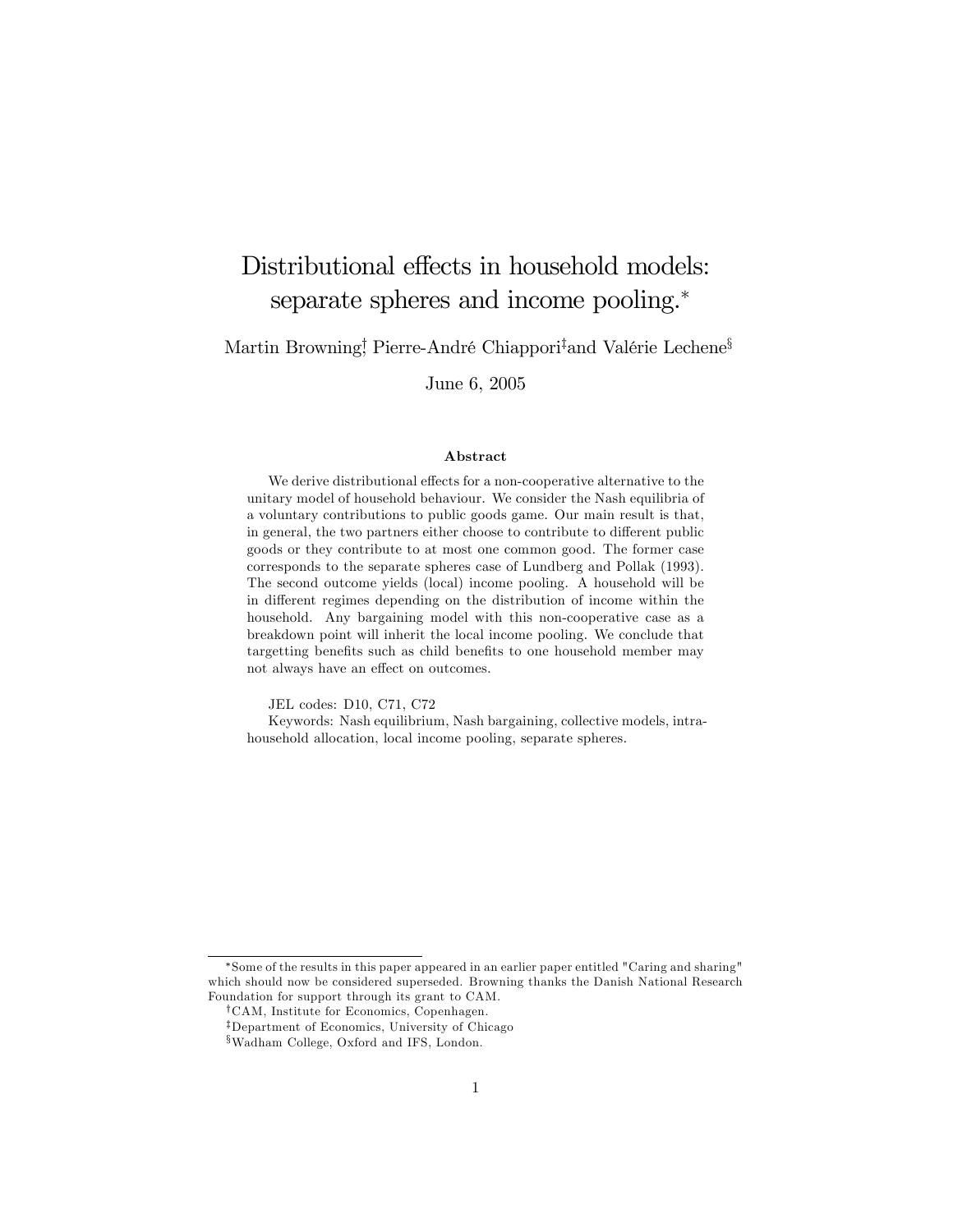# Distributional effects in household models: separate spheres and income pooling.*

Martin Browning[†], Pierre-André Chiappori[‡] and Valérie Lechene[§]

June 6, 2005

### Abstract

We derive distributional effects for a non-cooperative alternative to the unitary model of household behaviour. We consider the Nash equilibria of a voluntary contributions to public goods game. Our main result is that, in general, the two partners either choose to contribute to different public goods or they contribute to at most one common good. The former case corresponds to the separate spheres case of Lundberg and Pollak (1993). The second outcome yields (local) income pooling. A household will be in different regimes depending on the distribution of income within the household. Any bargaining model with this non-cooperative case as a breakdown point will inherit the local income pooling. We conclude that targetting benefits such as child benefits to one household member may not always have an effect on outcomes.

JEL codes: D10, C71, C72

Keywords: Nash equilibrium, Nash bargaining, collective models, intra-household allocation, local income pooling, separate spheres.

---

*Some of the results in this paper appeared in an earlier paper entitled "Caring and sharing" which should now be considered superseded. Browning thanks the Danish National Research Foundation for support through its grant to CAM.

[†]CAM, Institute for Economics, Copenhagen.

[‡]Department of Economics, University of Chicago

[§]Wadham College, Oxford and IFS, London.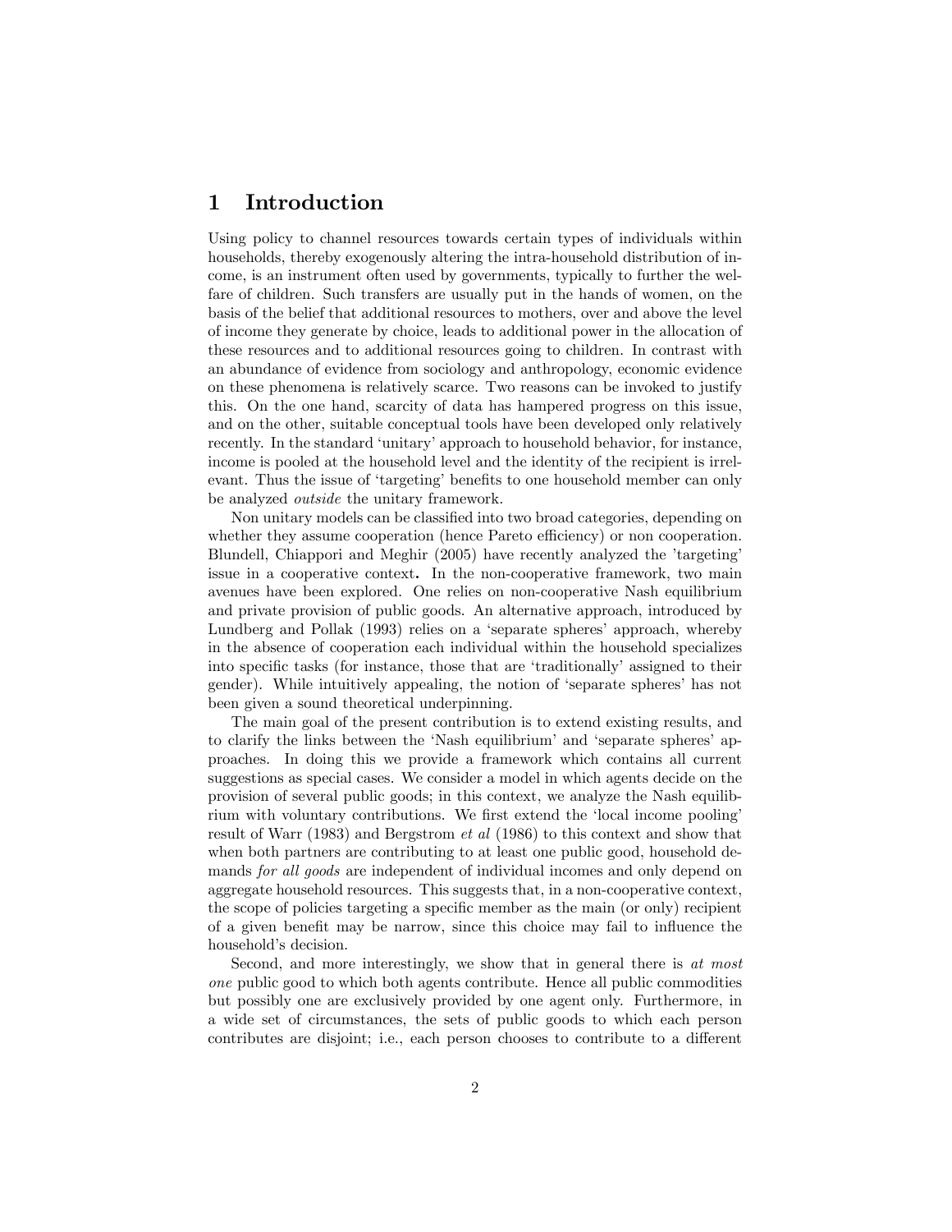# 1 Introduction

Using policy to channel resources towards certain types of individuals within households, thereby exogenously altering the intra-household distribution of income, is an instrument often used by governments, typically to further the welfare of children. Such transfers are usually put in the hands of women, on the basis of the belief that additional resources to mothers, over and above the level of income they generate by choice, leads to additional power in the allocation of these resources and to additional resources going to children. In contrast with an abundance of evidence from sociology and anthropology, economic evidence on these phenomena is relatively scarce. Two reasons can be invoked to justify this. On the one hand, scarcity of data has hampered progress on this issue, and on the other, suitable conceptual tools have been developed only relatively recently. In the standard 'unitary' approach to household behavior, for instance, income is pooled at the household level and the identity of the recipient is irrelevant. Thus the issue of 'targeting' benefits to one household member can only be analyzed *outside* the unitary framework.

Non unitary models can be classified into two broad categories, depending on whether they assume cooperation (hence Pareto efficiency) or non cooperation. Blundell, Chiappori and Meghir (2005) have recently analyzed the 'targeting' issue in a cooperative context**.** In the non-cooperative framework, two main avenues have been explored. One relies on non-cooperative Nash equilibrium and private provision of public goods. An alternative approach, introduced by Lundberg and Pollak (1993) relies on a 'separate spheres' approach, whereby in the absence of cooperation each individual within the household specializes into specific tasks (for instance, those that are 'traditionally' assigned to their gender). While intuitively appealing, the notion of 'separate spheres' has not been given a sound theoretical underpinning.

The main goal of the present contribution is to extend existing results, and to clarify the links between the 'Nash equilibrium' and 'separate spheres' approaches. In doing this we provide a framework which contains all current suggestions as special cases. We consider a model in which agents decide on the provision of several public goods; in this context, we analyze the Nash equilibrium with voluntary contributions. We first extend the 'local income pooling' result of Warr (1983) and Bergstrom *et al* (1986) to this context and show that when both partners are contributing to at least one public good, household demands *for all goods* are independent of individual incomes and only depend on aggregate household resources. This suggests that, in a non-cooperative context, the scope of policies targeting a specific member as the main (or only) recipient of a given benefit may be narrow, since this choice may fail to influence the household's decision.

Second, and more interestingly, we show that in general there is *at most one* public good to which both agents contribute. Hence all public commodities but possibly one are exclusively provided by one agent only. Furthermore, in a wide set of circumstances, the sets of public goods to which each person contributes are disjoint; i.e., each person chooses to contribute to a different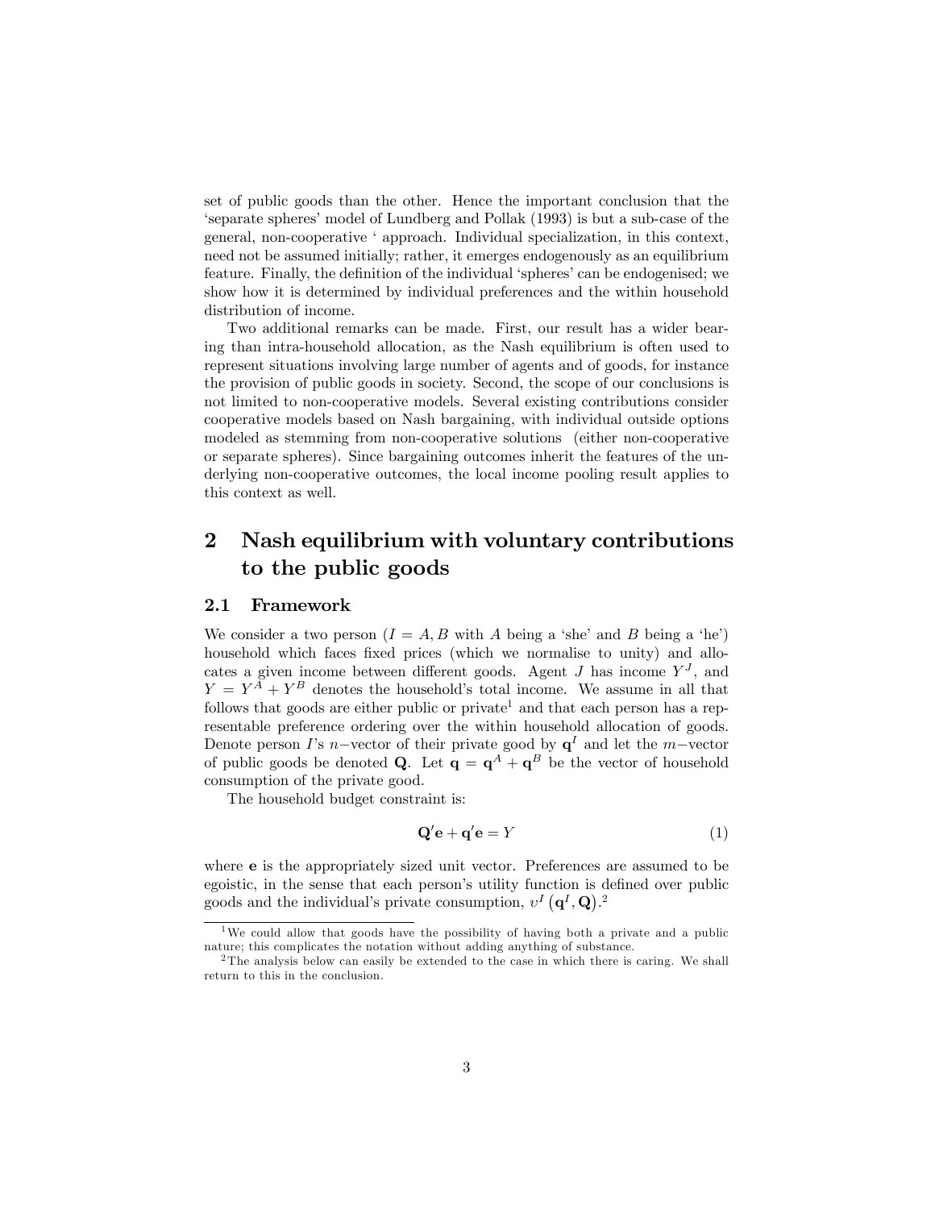set of public goods than the other. Hence the important conclusion that the 'separate spheres' model of Lundberg and Pollak (1993) is but a sub-case of the general, non-cooperative ' approach. Individual specialization, in this context, need not be assumed initially; rather, it emerges endogenously as an equilibrium feature. Finally, the definition of the individual 'spheres' can be endogenised; we show how it is determined by individual preferences and the within household distribution of income.

Two additional remarks can be made. First, our result has a wider bearing than intra-household allocation, as the Nash equilibrium is often used to represent situations involving large number of agents and of goods, for instance the provision of public goods in society. Second, the scope of our conclusions is not limited to non-cooperative models. Several existing contributions consider cooperative models based on Nash bargaining, with individual outside options modeled as stemming from non-cooperative solutions (either non-cooperative or separate spheres). Since bargaining outcomes inherit the features of the underlying non-cooperative outcomes, the local income pooling result applies to this context as well.

# 2 Nash equilibrium with voluntary contributions to the public goods

## 2.1 Framework

We consider a two person ($I = A, B$ with $A$ being a 'she' and $B$ being a 'he') household which faces fixed prices (which we normalise to unity) and allocates a given income between different goods. Agent $J$ has income $Y^J$, and $Y = Y^A + Y^B$ denotes the household's total income. We assume in all that follows that goods are either public or private[1] and that each person has a representable preference ordering over the within household allocation of goods. Denote person $I$'s $n-$vector of their private good by $\mathbf{q}^I$ and let the $m-$vector of public goods be denoted $\mathbf{Q}$. Let $\mathbf{q} = \mathbf{q}^A + \mathbf{q}^B$ be the vector of household consumption of the private good.

The household budget constraint is:

$$\mathbf{Q}'\mathbf{e} + \mathbf{q}'\mathbf{e} = Y \tag{1}$$

where $\mathbf{e}$ is the appropriately sized unit vector. Preferences are assumed to be egoistic, in the sense that each person's utility function is defined over public goods and the individual's private consumption, $v^I\left(\mathbf{q}^I, \mathbf{Q}\right)$.[2]

[1] We could allow that goods have the possibility of having both a private and a public nature; this complicates the notation without adding anything of substance.

[2] The analysis below can easily be extended to the case in which there is caring. We shall return to this in the conclusion.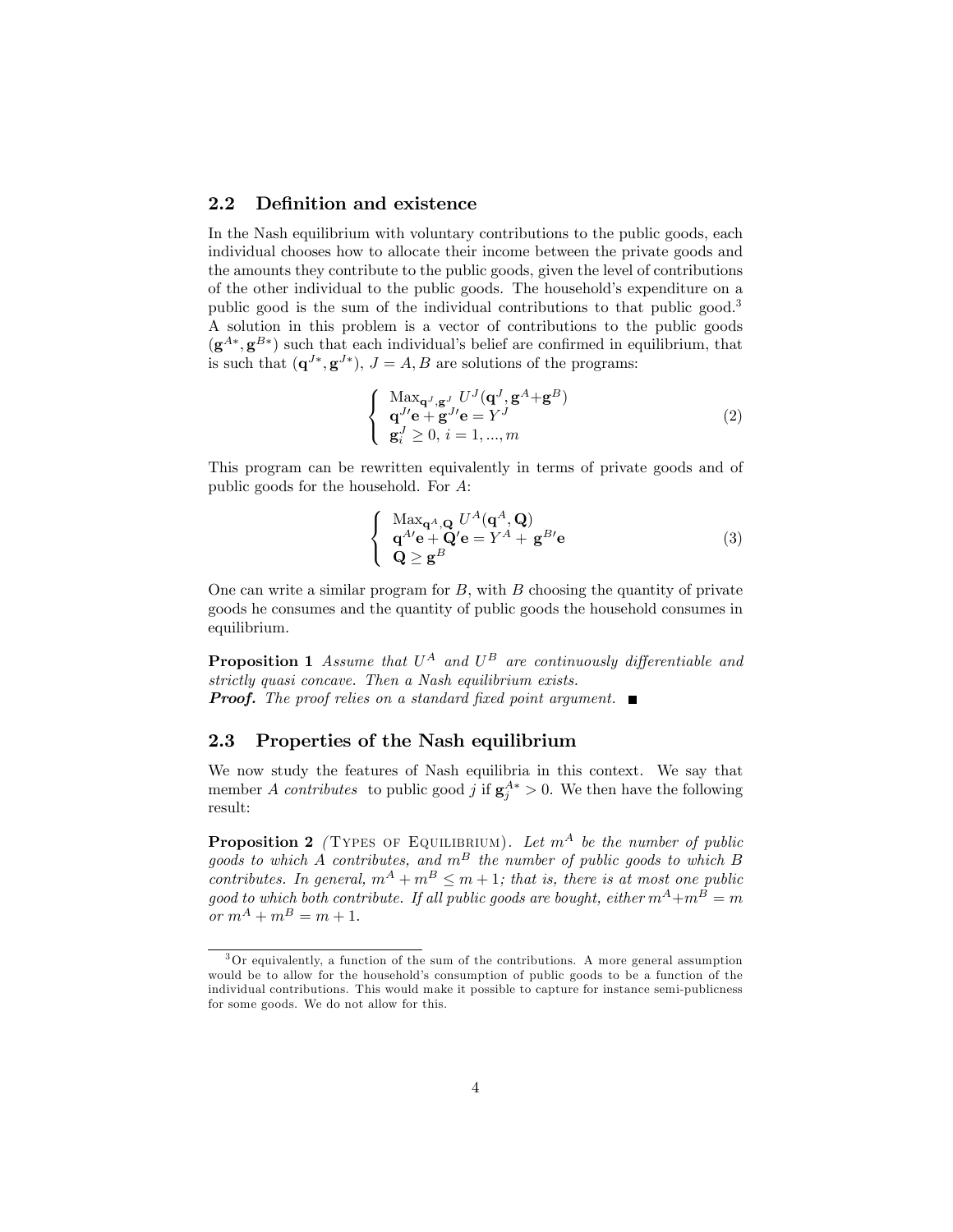### 2.2 Definition and existence

In the Nash equilibrium with voluntary contributions to the public goods, each individual chooses how to allocate their income between the private goods and the amounts they contribute to the public goods, given the level of contributions of the other individual to the public goods. The household's expenditure on a public good is the sum of the individual contributions to that public good.[3] A solution in this problem is a vector of contributions to the public goods $(\mathbf{g}^{A*}, \mathbf{g}^{B*})$ such that each individual's belief are confirmed in equilibrium, that is such that $(\mathbf{q}^{J*}, \mathbf{g}^{J*})$, $J = A, B$ are solutions of the programs:

$$\left\{ \begin{array}{l} \text{Max}_{\mathbf{q}^J, \mathbf{g}^J} \; U^J(\mathbf{q}^J, \mathbf{g}^A + \mathbf{g}^B) \\ \mathbf{q}^{J\prime}\mathbf{e} + \mathbf{g}^{J\prime}\mathbf{e} = Y^J \\ \mathbf{g}_i^J \geq 0, \; i = 1, ..., m \end{array} \right. \tag{2}$$

This program can be rewritten equivalently in terms of private goods and of public goods for the household. For $A$:

$$\left\{ \begin{array}{l} \text{Max}_{\mathbf{q}^A, \mathbf{Q}} \; U^A(\mathbf{q}^A, \mathbf{Q}) \\ \mathbf{q}^{A\prime}\mathbf{e} + \mathbf{Q}^{\prime}\mathbf{e} = Y^A + \mathbf{g}^{B\prime}\mathbf{e} \\ \mathbf{Q} \geq \mathbf{g}^B \end{array} \right. \tag{3}$$

One can write a similar program for $B$, with $B$ choosing the quantity of private goods he consumes and the quantity of public goods the household consumes in equilibrium.

**Proposition 1** *Assume that $U^A$ and $U^B$ are continuously differentiable and strictly quasi concave. Then a Nash equilibrium exists.*
***Proof.*** *The proof relies on a standard fixed point argument.* ■

### 2.3 Properties of the Nash equilibrium

We now study the features of Nash equilibria in this context. We say that member $A$ *contributes* to public good $j$ if $\mathbf{g}_j^{A*} > 0$. We then have the following result:

**Proposition 2** *(Types of Equilibrium). Let $m^A$ be the number of public goods to which $A$ contributes, and $m^B$ the number of public goods to which $B$ contributes. In general, $m^A + m^B \leq m + 1$; that is, there is at most one public good to which both contribute. If all public goods are bought, either $m^A + m^B = m$ or $m^A + m^B = m + 1$.*

---

[3] Or equivalently, a function of the sum of the contributions. A more general assumption would be to allow for the household's consumption of public goods to be a function of the individual contributions. This would make it possible to capture for instance semi-publicness for some goods. We do not allow for this.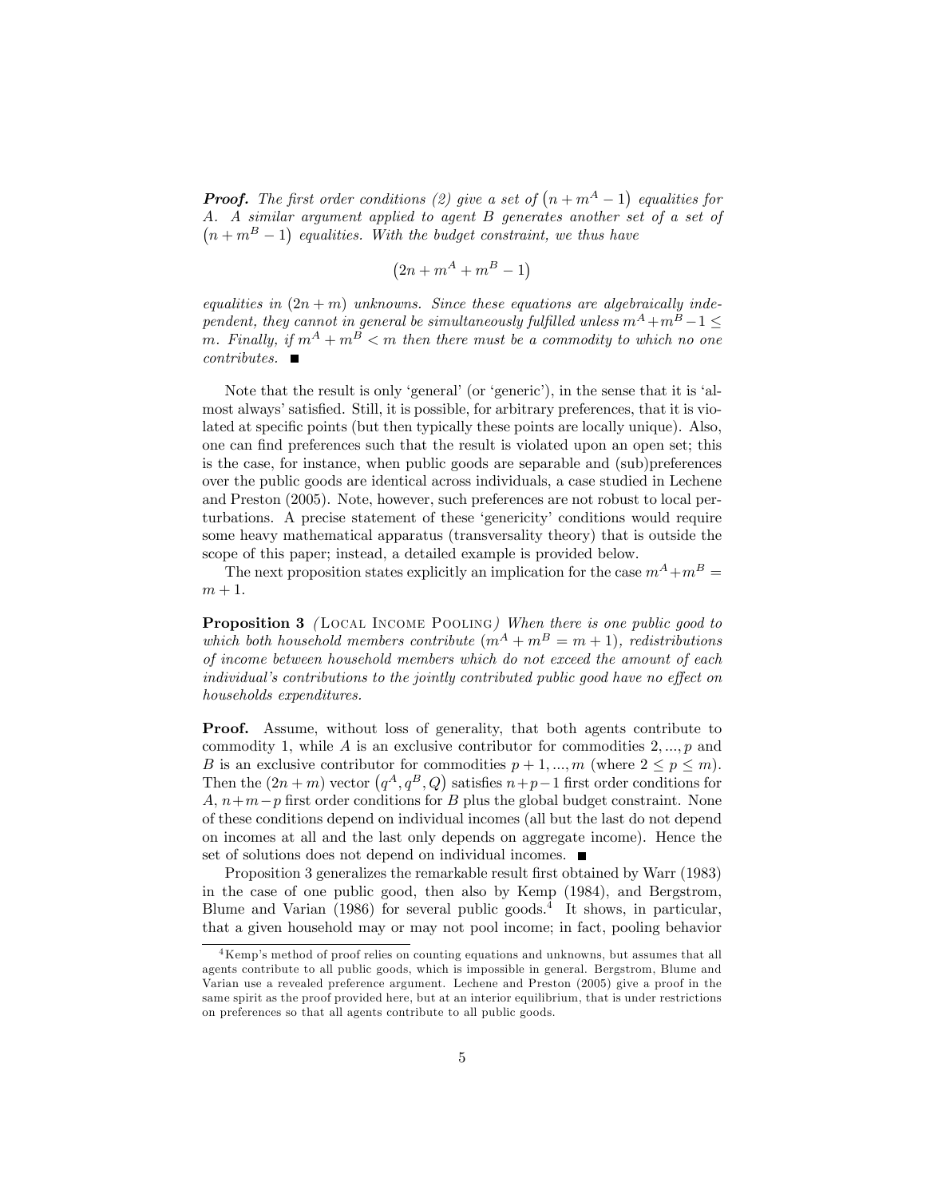***Proof.*** *The first order conditions (2) give a set of $\left(n + m^A - 1\right)$ equalities for A. A similar argument applied to agent B generates another set of a set of $\left(n + m^B - 1\right)$ equalities. With the budget constraint, we thus have*

$$\left(2n + m^A + m^B - 1\right)$$

*equalities in $(2n + m)$ unknowns. Since these equations are algebraically independent, they cannot in general be simultaneously fulfilled unless $m^A + m^B - 1 \leq m$. Finally, if $m^A + m^B < m$ then there must be a commodity to which no one contributes.* ∎

Note that the result is only 'general' (or 'generic'), in the sense that it is 'almost always' satisfied. Still, it is possible, for arbitrary preferences, that it is violated at specific points (but then typically these points are locally unique). Also, one can find preferences such that the result is violated upon an open set; this is the case, for instance, when public goods are separable and (sub)preferences over the public goods are identical across individuals, a case studied in Lechene and Preston (2005). Note, however, such preferences are not robust to local perturbations. A precise statement of these 'genericity' conditions would require some heavy mathematical apparatus (transversality theory) that is outside the scope of this paper; instead, a detailed example is provided below.

The next proposition states explicitly an implication for the case $m^A + m^B = m + 1$.

**Proposition 3** *(Local Income Pooling) When there is one public good to which both household members contribute ($m^A + m^B = m + 1$), redistributions of income between household members which do not exceed the amount of each individual's contributions to the jointly contributed public good have no effect on households expenditures.*

**Proof.** Assume, without loss of generality, that both agents contribute to commodity 1, while $A$ is an exclusive contributor for commodities $2, ..., p$ and $B$ is an exclusive contributor for commodities $p + 1, ..., m$ (where $2 \leq p \leq m$). Then the $(2n + m)$ vector $\left(q^A, q^B, Q\right)$ satisfies $n + p - 1$ first order conditions for $A$, $n + m - p$ first order conditions for $B$ plus the global budget constraint. None of these conditions depend on individual incomes (all but the last do not depend on incomes at all and the last only depends on aggregate income). Hence the set of solutions does not depend on individual incomes. ∎

Proposition 3 generalizes the remarkable result first obtained by Warr (1983) in the case of one public good, then also by Kemp (1984), and Bergstrom, Blume and Varian (1986) for several public goods.[4] It shows, in particular, that a given household may or may not pool income; in fact, pooling behavior

[4] Kemp's method of proof relies on counting equations and unknowns, but assumes that all agents contribute to all public goods, which is impossible in general. Bergstrom, Blume and Varian use a revealed preference argument. Lechene and Preston (2005) give a proof in the same spirit as the proof provided here, but at an interior equilibrium, that is under restrictions on preferences so that all agents contribute to all public goods.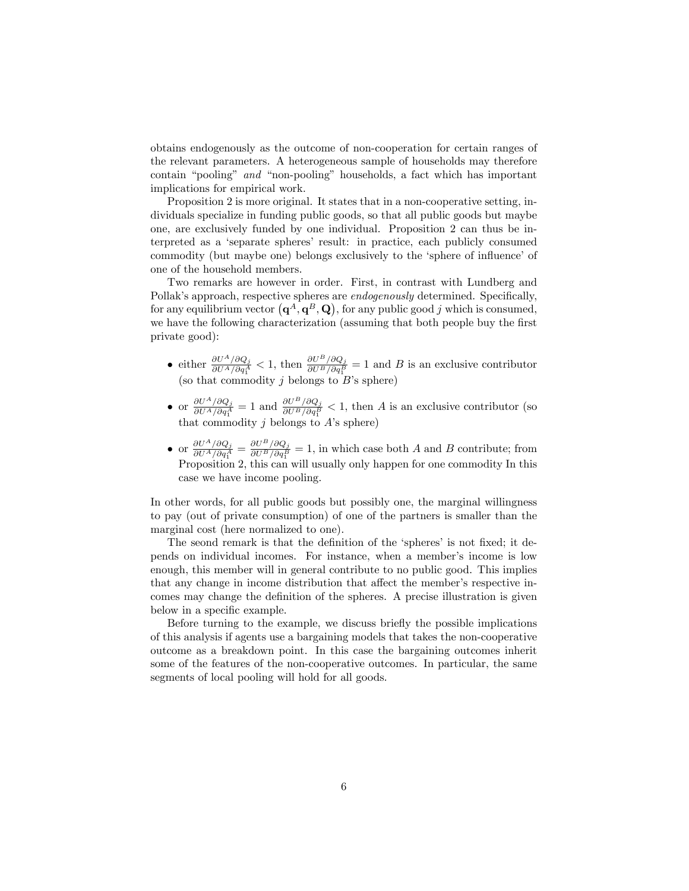obtains endogenously as the outcome of non-cooperation for certain ranges of the relevant parameters. A heterogeneous sample of households may therefore contain "pooling" *and* "non-pooling" households, a fact which has important implications for empirical work.

Proposition 2 is more original. It states that in a non-cooperative setting, individuals specialize in funding public goods, so that all public goods but maybe one, are exclusively funded by one individual. Proposition 2 can thus be interpreted as a 'separate spheres' result: in practice, each publicly consumed commodity (but maybe one) belongs exclusively to the 'sphere of influence' of one of the household members.

Two remarks are however in order. First, in contrast with Lundberg and Pollak's approach, respective spheres are *endogenously* determined. Specifically, for any equilibrium vector $(\mathbf{q}^A, \mathbf{q}^B, \mathbf{Q})$, for any public good $j$ which is consumed, we have the following characterization (assuming that both people buy the first private good):

- either $\frac{\partial U^A/\partial Q_j}{\partial U^A/\partial q_1^A} < 1$, then $\frac{\partial U^B/\partial Q_j}{\partial U^B/\partial q_1^B} = 1$ and $B$ is an exclusive contributor (so that commodity $j$ belongs to $B$'s sphere)
- or $\frac{\partial U^A/\partial Q_j}{\partial U^A/\partial q_1^A} = 1$ and $\frac{\partial U^B/\partial Q_j}{\partial U^B/\partial q_1^B} < 1$, then $A$ is an exclusive contributor (so that commodity $j$ belongs to $A$'s sphere)
- or $\frac{\partial U^A/\partial Q_j}{\partial U^A/\partial q_1^A} = \frac{\partial U^B/\partial Q_j}{\partial U^B/\partial q_1^B} = 1$, in which case both $A$ and $B$ contribute; from Proposition 2, this can will usually only happen for one commodity In this case we have income pooling.

In other words, for all public goods but possibly one, the marginal willingness to pay (out of private consumption) of one of the partners is smaller than the marginal cost (here normalized to one).

The seond remark is that the definition of the 'spheres' is not fixed; it depends on individual incomes. For instance, when a member's income is low enough, this member will in general contribute to no public good. This implies that any change in income distribution that affect the member's respective incomes may change the definition of the spheres. A precise illustration is given below in a specific example.

Before turning to the example, we discuss briefly the possible implications of this analysis if agents use a bargaining models that takes the non-cooperative outcome as a breakdown point. In this case the bargaining outcomes inherit some of the features of the non-cooperative outcomes. In particular, the same segments of local pooling will hold for all goods.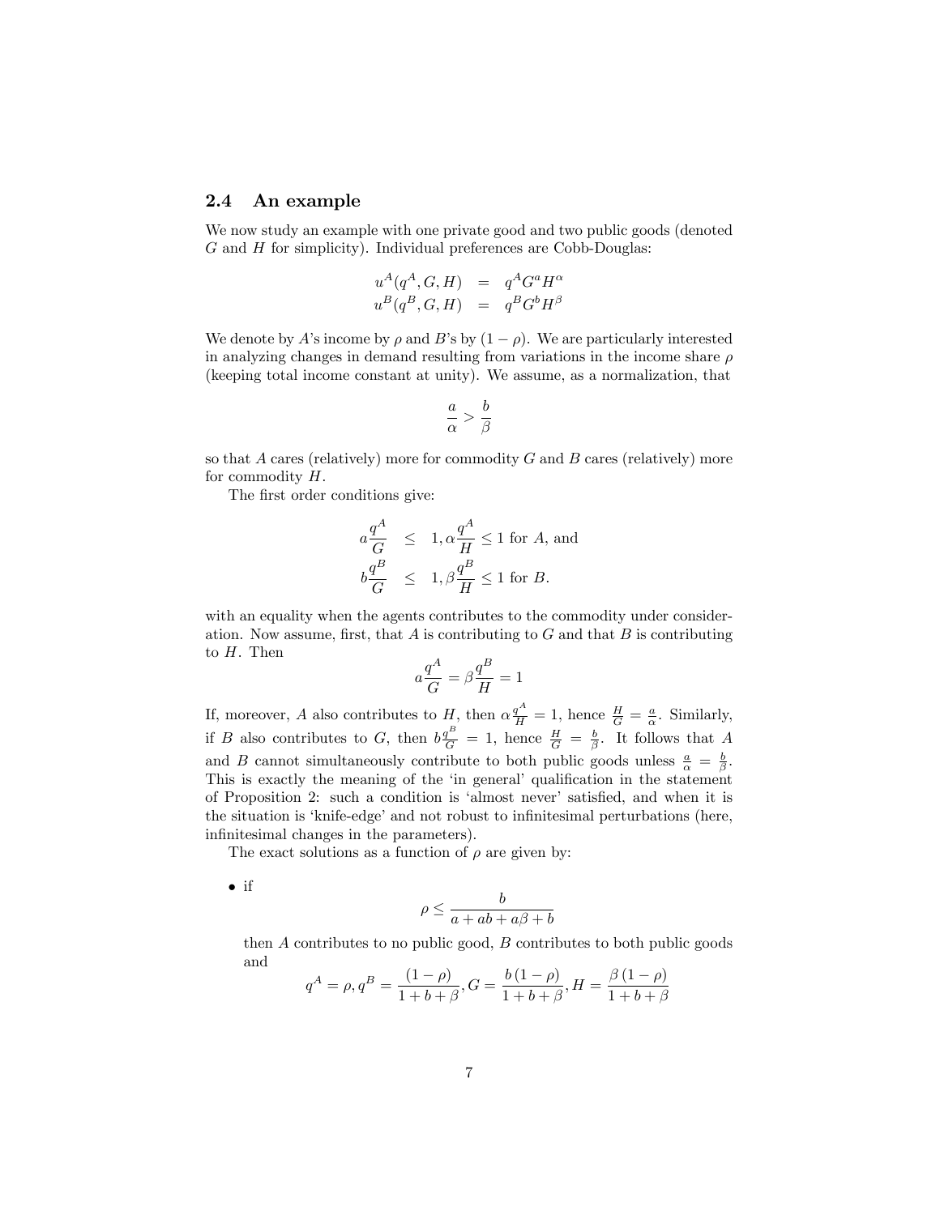### 2.4 An example

We now study an example with one private good and two public goods (denoted $G$ and $H$ for simplicity). Individual preferences are Cobb-Douglas:

$$
\begin{aligned}
u^A(q^A, G, H) &= q^A G^a H^\alpha \\
u^B(q^B, G, H) &= q^B G^b H^\beta
\end{aligned}
$$

We denote by $A$'s income by $\rho$ and $B$'s by $(1-\rho)$. We are particularly interested in analyzing changes in demand resulting from variations in the income share $\rho$ (keeping total income constant at unity). We assume, as a normalization, that

$$
\frac{a}{\alpha} > \frac{b}{\beta}
$$

so that $A$ cares (relatively) more for commodity $G$ and $B$ cares (relatively) more for commodity $H$.

The first order conditions give:

$$
\begin{aligned}
a\frac{q^A}{G} &\leq 1, \alpha\frac{q^A}{H} \leq 1 \text{ for } A \text{, and} \\
b\frac{q^B}{G} &\leq 1, \beta\frac{q^B}{H} \leq 1 \text{ for } B.
\end{aligned}
$$

with an equality when the agents contributes to the commodity under consideration. Now assume, first, that $A$ is contributing to $G$ and that $B$ is contributing to $H$. Then

$$
a\frac{q^A}{G} = \beta\frac{q^B}{H} = 1
$$

If, moreover, $A$ also contributes to $H$, then $\alpha\frac{q^A}{H} = 1$, hence $\frac{H}{G} = \frac{a}{\alpha}$. Similarly, if $B$ also contributes to $G$, then $b\frac{q^B}{G} = 1$, hence $\frac{H}{G} = \frac{b}{\beta}$. It follows that $A$ and $B$ cannot simultaneously contribute to both public goods unless $\frac{a}{\alpha} = \frac{b}{\beta}$. This is exactly the meaning of the 'in general' qualification in the statement of Proposition 2: such a condition is 'almost never' satisfied, and when it is the situation is 'knife-edge' and not robust to infinitesimal perturbations (here, infinitesimal changes in the parameters).

The exact solutions as a function of $\rho$ are given by:

- if
$$
\rho \leq \frac{b}{a + ab + a\beta + b}
$$
then $A$ contributes to no public good, $B$ contributes to both public goods and
$$
q^A = \rho, q^B = \frac{(1-\rho)}{1+b+\beta}, G = \frac{b(1-\rho)}{1+b+\beta}, H = \frac{\beta(1-\rho)}{1+b+\beta}
$$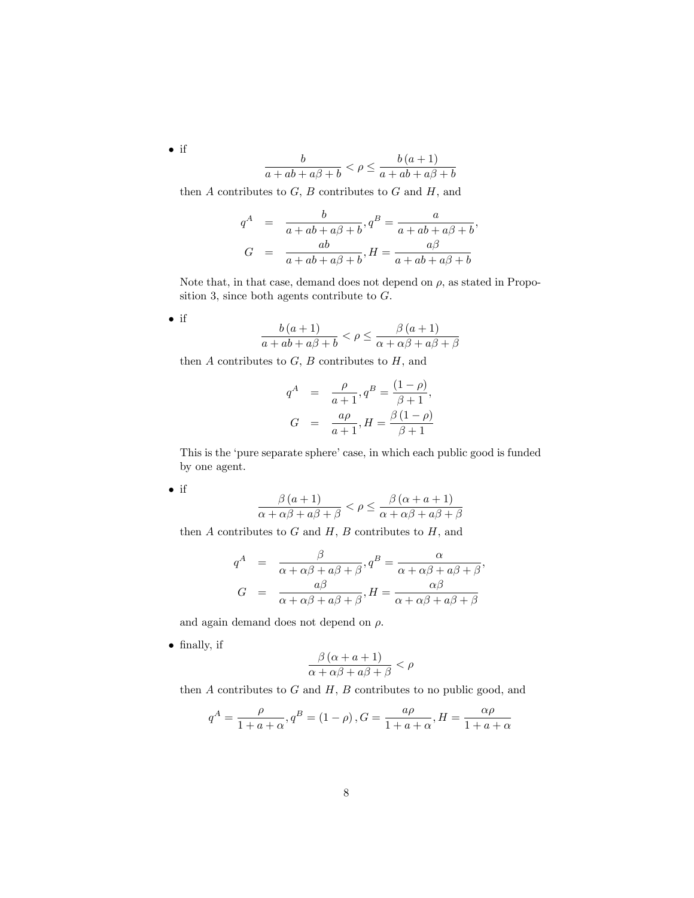- if

$$\frac{b}{a+ab+a\beta+b} < \rho \leq \frac{b\left(a+1\right)}{a+ab+a\beta+b}$$

then $A$ contributes to $G$, $B$ contributes to $G$ and $H$, and

$$\begin{aligned} q^A &= \frac{b}{a+ab+a\beta+b}, q^B = \frac{a}{a+ab+a\beta+b}, \\ G &= \frac{ab}{a+ab+a\beta+b}, H = \frac{a\beta}{a+ab+a\beta+b} \end{aligned}$$

Note that, in that case, demand does not depend on $\rho$, as stated in Proposition 3, since both agents contribute to $G$.

- if

$$\frac{b\left(a+1\right)}{a+ab+a\beta+b} < \rho \leq \frac{\beta\left(a+1\right)}{\alpha+\alpha\beta+a\beta+\beta}$$

then $A$ contributes to $G$, $B$ contributes to $H$, and

$$\begin{aligned} q^A &= \frac{\rho}{a+1}, q^B = \frac{(1-\rho)}{\beta+1}, \\ G &= \frac{a\rho}{a+1}, H = \frac{\beta\left(1-\rho\right)}{\beta+1} \end{aligned}$$

This is the 'pure separate sphere' case, in which each public good is funded by one agent.

- if

$$\frac{\beta\left(a+1\right)}{\alpha+\alpha\beta+a\beta+\beta} < \rho \leq \frac{\beta\left(\alpha+a+1\right)}{\alpha+\alpha\beta+a\beta+\beta}$$

then $A$ contributes to $G$ and $H$, $B$ contributes to $H$, and

$$\begin{aligned} q^A &= \frac{\beta}{\alpha+\alpha\beta+a\beta+\beta}, q^B = \frac{\alpha}{\alpha+\alpha\beta+a\beta+\beta}, \\ G &= \frac{a\beta}{\alpha+\alpha\beta+a\beta+\beta}, H = \frac{\alpha\beta}{\alpha+\alpha\beta+a\beta+\beta} \end{aligned}$$

and again demand does not depend on $\rho$.

- finally, if

$$\frac{\beta\left(\alpha+a+1\right)}{\alpha+\alpha\beta+a\beta+\beta} < \rho$$

then $A$ contributes to $G$ and $H$, $B$ contributes to no public good, and

$$q^A = \frac{\rho}{1+a+\alpha}, q^B = (1-\rho), G = \frac{a\rho}{1+a+\alpha}, H = \frac{\alpha\rho}{1+a+\alpha}$$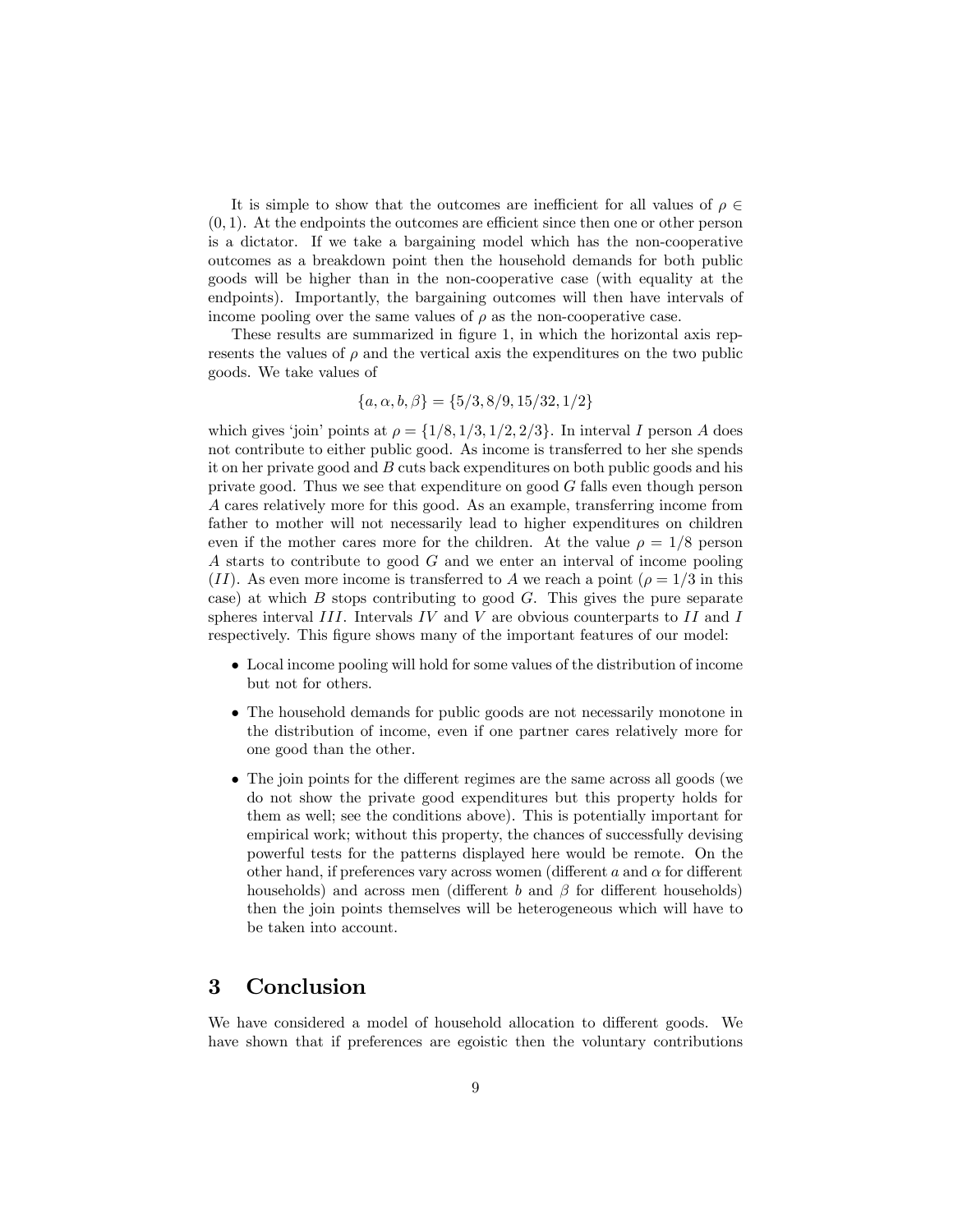It is simple to show that the outcomes are inefficient for all values of $\rho \in (0,1)$. At the endpoints the outcomes are efficient since then one or other person is a dictator. If we take a bargaining model which has the non-cooperative outcomes as a breakdown point then the household demands for both public goods will be higher than in the non-cooperative case (with equality at the endpoints). Importantly, the bargaining outcomes will then have intervals of income pooling over the same values of $\rho$ as the non-cooperative case.

These results are summarized in figure 1, in which the horizontal axis represents the values of $\rho$ and the vertical axis the expenditures on the two public goods. We take values of

$$\{a, \alpha, b, \beta\} = \{5/3, 8/9, 15/32, 1/2\}$$

which gives 'join' points at $\rho = \{1/8, 1/3, 1/2, 2/3\}$. In interval $I$ person $A$ does not contribute to either public good. As income is transferred to her she spends it on her private good and $B$ cuts back expenditures on both public goods and his private good. Thus we see that expenditure on good $G$ falls even though person $A$ cares relatively more for this good. As an example, transferring income from father to mother will not necessarily lead to higher expenditures on children even if the mother cares more for the children. At the value $\rho = 1/8$ person $A$ starts to contribute to good $G$ and we enter an interval of income pooling ($II$). As even more income is transferred to $A$ we reach a point ($\rho = 1/3$ in this case) at which $B$ stops contributing to good $G$. This gives the pure separate spheres interval $III$. Intervals $IV$ and $V$ are obvious counterparts to $II$ and $I$ respectively. This figure shows many of the important features of our model:

- Local income pooling will hold for some values of the distribution of income but not for others.
- The household demands for public goods are not necessarily monotone in the distribution of income, even if one partner cares relatively more for one good than the other.
- The join points for the different regimes are the same across all goods (we do not show the private good expenditures but this property holds for them as well; see the conditions above). This is potentially important for empirical work; without this property, the chances of successfully devising powerful tests for the patterns displayed here would be remote. On the other hand, if preferences vary across women (different $a$ and $\alpha$ for different households) and across men (different $b$ and $\beta$ for different households) then the join points themselves will be heterogeneous which will have to be taken into account.

# 3 Conclusion

We have considered a model of household allocation to different goods. We have shown that if preferences are egoistic then the voluntary contributions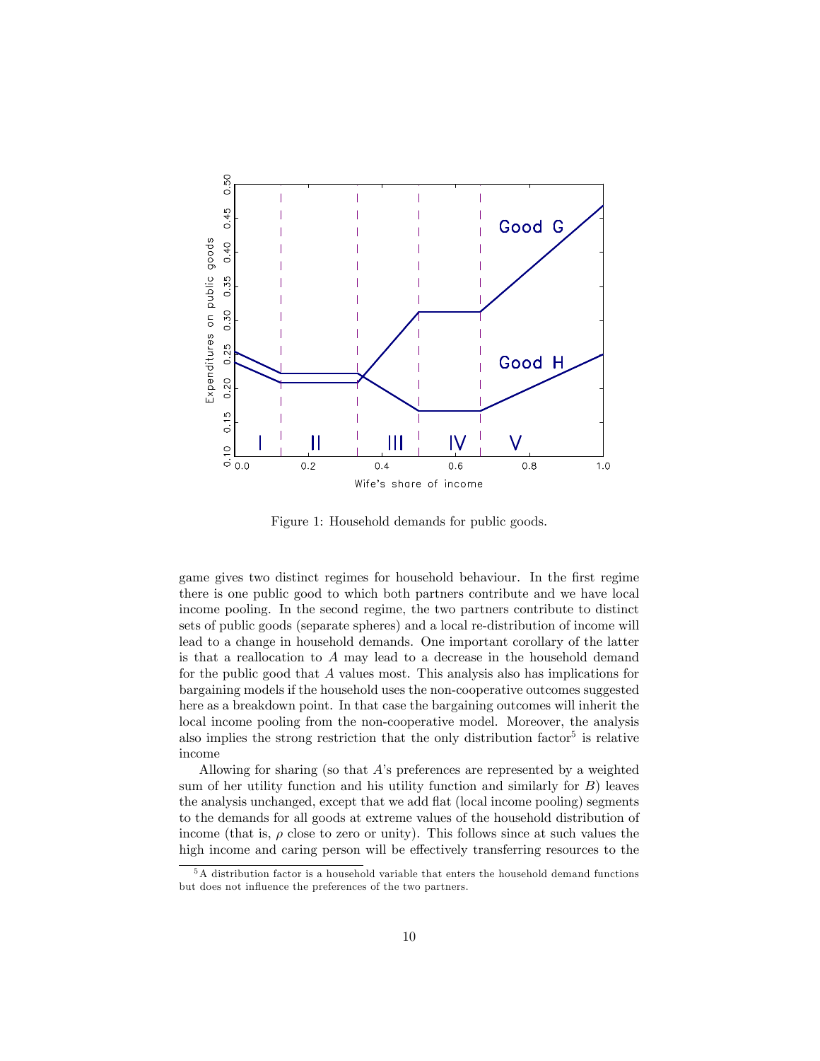Figure 1: Household demands for public goods.

game gives two distinct regimes for household behaviour. In the first regime there is one public good to which both partners contribute and we have local income pooling. In the second regime, the two partners contribute to distinct sets of public goods (separate spheres) and a local re-distribution of income will lead to a change in household demands. One important corollary of the latter is that a reallocation to $A$ may lead to a decrease in the household demand for the public good that $A$ values most. This analysis also has implications for bargaining models if the household uses the non-cooperative outcomes suggested here as a breakdown point. In that case the bargaining outcomes will inherit the local income pooling from the non-cooperative model. Moreover, the analysis also implies the strong restriction that the only distribution factor[5] is relative income

Allowing for sharing (so that $A$'s preferences are represented by a weighted sum of her utility function and his utility function and similarly for $B$) leaves the analysis unchanged, except that we add flat (local income pooling) segments to the demands for all goods at extreme values of the household distribution of income (that is, $\rho$ close to zero or unity). This follows since at such values the high income and caring person will be effectively transferring resources to the

[5] A distribution factor is a household variable that enters the household demand functions but does not influence the preferences of the two partners.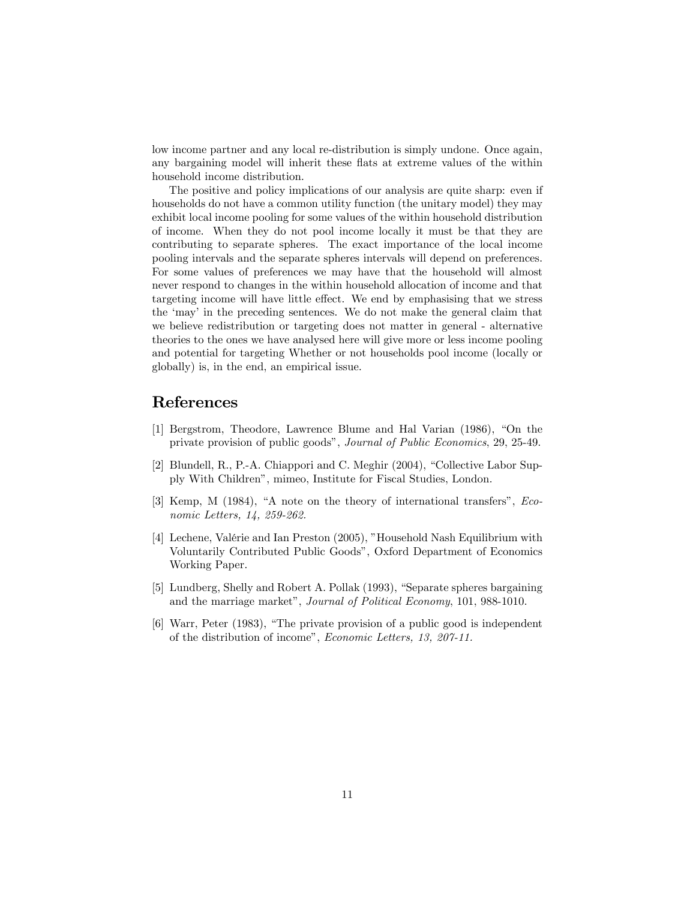low income partner and any local re-distribution is simply undone. Once again, any bargaining model will inherit these flats at extreme values of the within household income distribution.

The positive and policy implications of our analysis are quite sharp: even if households do not have a common utility function (the unitary model) they may exhibit local income pooling for some values of the within household distribution of income. When they do not pool income locally it must be that they are contributing to separate spheres. The exact importance of the local income pooling intervals and the separate spheres intervals will depend on preferences. For some values of preferences we may have that the household will almost never respond to changes in the within household allocation of income and that targeting income will have little effect. We end by emphasising that we stress the 'may' in the preceding sentences. We do not make the general claim that we believe redistribution or targeting does not matter in general - alternative theories to the ones we have analysed here will give more or less income pooling and potential for targeting Whether or not households pool income (locally or globally) is, in the end, an empirical issue.

# References

[1] Bergstrom, Theodore, Lawrence Blume and Hal Varian (1986), "On the private provision of public goods", *Journal of Public Economics*, 29, 25-49.

[2] Blundell, R., P.-A. Chiappori and C. Meghir (2004), "Collective Labor Supply With Children", mimeo, Institute for Fiscal Studies, London.

[3] Kemp, M (1984), "A note on the theory of international transfers", *Economic Letters, 14, 259-262.*

[4] Lechene, Valérie and Ian Preston (2005), "Household Nash Equilibrium with Voluntarily Contributed Public Goods", Oxford Department of Economics Working Paper.

[5] Lundberg, Shelly and Robert A. Pollak (1993), "Separate spheres bargaining and the marriage market", *Journal of Political Economy*, 101, 988-1010.

[6] Warr, Peter (1983), "The private provision of a public good is independent of the distribution of income", *Economic Letters, 13, 207-11.*